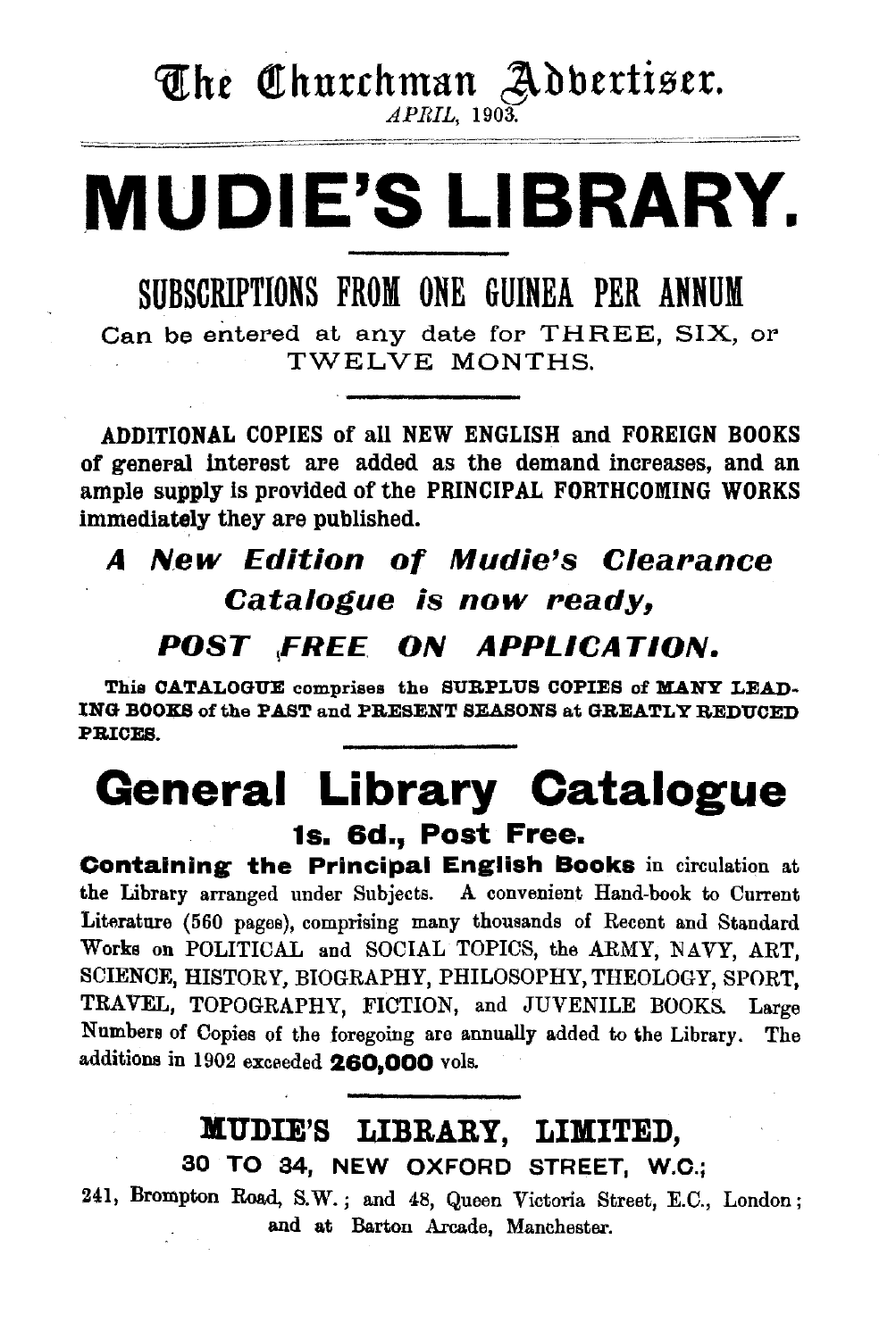The Churchman Advertiser.

*APRIL*, 1903.

# MUDIE'S LIBRARY.

## SUBSCRIPTIONS FROM ONE GUINEA PER ANNUM

Can be entered at any date for THREE, SIX, or TWELVE MONTHS.

**ADDITIONAL COPIES** of all **NEW ENGLISH** and **FOREIGN BOOKS** of general interest are added as the demand increases, and an ample supply is provided of the **PRINCIPAL FORTHCOMING WORKS** immediately they are published.

***A New Edition of Mudie's Clearance Catalogue is now ready,***

***POST FREE ON APPLICATION.***

This **CATALOGUE** comprises the **SURPLUS COPIES** of **MANY LEADING BOOKS** of the **PAST** and **PRESENT SEASONS** at **GREATLY REDUCED PRICES.**

## General Library Catalogue

**1s. 6d., Post Free.**

**Containing the Principal English Books** in circulation at the Library arranged under Subjects. A convenient Hand-book to Current Literature (560 pages), comprising many thousands of Recent and Standard Works on POLITICAL and SOCIAL TOPICS, the ARMY, NAVY, ART, SCIENCE, HISTORY, BIOGRAPHY, PHILOSOPHY, THEOLOGY, SPORT, TRAVEL, TOPOGRAPHY, FICTION, and JUVENILE BOOKS. Large Numbers of Copies of the foregoing are annually added to the Library. The additions in 1902 exceeded **260,000** vols.

**MUDIE'S LIBRARY, LIMITED,**

**30 TO 34, NEW OXFORD STREET, W.C.;**

241, Brompton Road, S.W.; and 48, Queen Victoria Street, E.C., London; and at Barton Arcade, Manchester.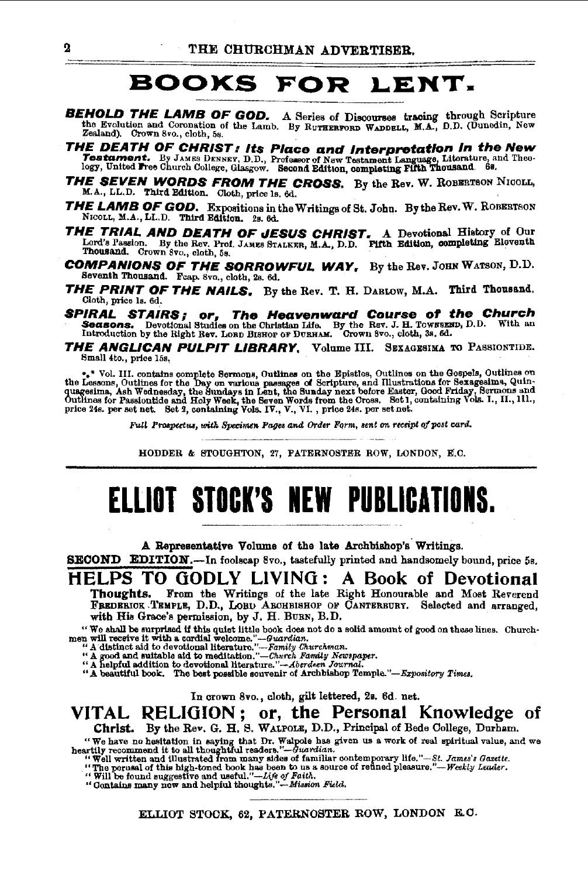# BOOKS FOR LENT.

***BEHOLD THE LAMB OF GOD.*** A Series of Discourses tracing through Scripture the Evolution and Coronation of the Lamb. By RUTHERFORD WADDELL, M.A., D.D. (Dunedin, New Zealand). Crown 8vo., cloth, 5s.

***THE DEATH OF CHRIST: Its Place and Interpretation in the New Testament.*** By JAMES DENNEY, D.D., Professor of New Testament Language, Literature, and Theology, United Free Church College, Glasgow. **Second Edition, completing Fifth Thousand.** 6s.

***THE SEVEN WORDS FROM THE CROSS.*** By the Rev. W. ROBERTSON NICOLL, M.A., LL.D. Third Edition. Cloth, price 1s. 6d.

***THE LAMB OF GOD.*** Expositions in the Writings of St. John. By the Rev. W. ROBERTSON NICOLL, M.A., LL.D. **Third Edition.** 2s. 6d.

***THE TRIAL AND DEATH OF JESUS CHRIST.*** A Devotional History of Our Lord's Passion. By the Rev. Prof. JAMES STALKER, M.A., D.D. **Fifth Edition, completing Eleventh Thousand.** Crown 8vo., cloth, 5s.

***COMPANIONS OF THE SORROWFUL WAY.*** By the Rev. JOHN WATSON, D.D. Seventh Thousand. Fcap. 8vo., cloth, 2s. 6d.

***THE PRINT OF THE NAILS.*** By the Rev. T. H. DARLOW, M.A. **Third Thousand.** Cloth, price 1s. 6d.

***SPIRAL STAIRS; or, The Heavenward Course of the Church Seasons.*** Devotional Studies on the Christian Life. By the Rev. J. H. TOWNSEND, D.D. With an Introduction by the Right Rev. LORD BISHOP OF DURHAM. Crown 8vo., cloth, 3s. 6d.

***THE ANGLICAN PULPIT LIBRARY.*** Volume III. SEXAGESIMA TO PASSIONTIDE. Small 4to., price 15s.

\*\*\* Vol. III. contains complete Sermons, Outlines on the Epistles, Outlines on the Gospels, Outlines on the Lessons, Outlines for the Day on various passages of Scripture, and Illustrations for Sexagesima, Quinquagesima, Ash Wednesday, the Sundays in Lent, the Sunday next before Easter, Good Friday, Sermons and Outlines for Passiontide and Holy Week, the Seven Words from the Cross. Set 1, containing Vols. I., II., III., price 24s. per set net. Set 2, containing Vols. IV., V., VI., price 24s. per set net.

*Full Prospectus, with Specimen Pages and Order Form, sent on receipt of post card.*

HODDER & STOUGHTON, 27, PATERNOSTER ROW, LONDON, E.C.

---

# ELLIOT STOCK'S NEW PUBLICATIONS.

**A Representative Volume of the late Archbishop's Writings.**

**SECOND EDITION.**—In foolscap 8vo., tastefully printed and handsomely bound, price 5s.

## HELPS TO GODLY LIVING: A Book of Devotional Thoughts.

From the Writings of the late Right Honourable and Most Reverend FREDERICK TEMPLE, D.D., LORD ARCHBISHOP OF CANTERBURY. Selected and arranged, with His Grace's permission, by J. H. BURN, B.D.

"We shall be surprised if this quiet little book does not do a solid amount of good on these lines. Churchmen will receive it with a cordial welcome."—*Guardian.*
"A distinct aid to devotional literature."—*Family Churchman.*
"A good and suitable aid to meditation."—*Church Family Newspaper.*
"A helpful addition to devotional literature."—*Aberdeen Journal.*
"A beautiful book. The best possible souvenir of Archbishop Temple."—*Expository Times.*

In crown 8vo., cloth, gilt lettered, 2s. 6d. net.

## VITAL RELIGION; or, the Personal Knowledge of Christ.

By the Rev. G. H. S. WALPOLE, D.D., Principal of Bede College, Durham.

"We have no hesitation in saying that Dr. Walpole has given us a work of real spiritual value, and we heartily recommend it to all thoughtful readers."—*Guardian.*
"Well written and illustrated from many sides of familiar contemporary life."—*St. James's Gazette.*
"The perusal of this high-toned book has been to us a source of refined pleasure."—*Weekly Leader.*
"Will be found suggestive and useful."—*Life of Faith.*
"Contains many new and helpful thoughts."—*Mission Field.*

ELLIOT STOCK, 62, PATERNOSTER ROW, LONDON E.C.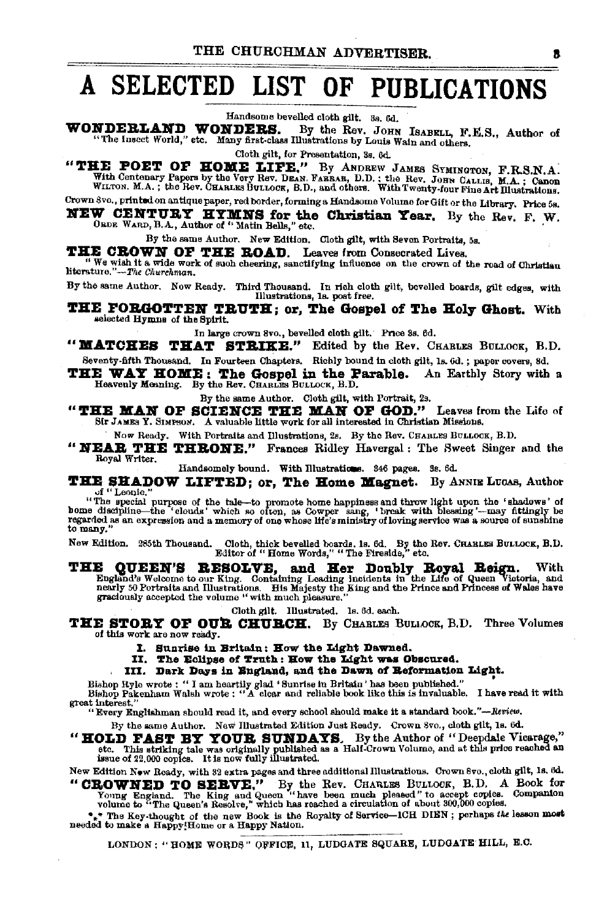# A SELECTED LIST OF PUBLICATIONS

Handsome bevelled cloth gilt. 3s. 6d.

**WONDERLAND WONDERS.** By the Rev. JOHN ISABELL, F.E.S., Author of "The Insect World," etc. Many first-class Illustrations by Louis Wain and others.

Cloth gilt, for Presentation, 3s. 6d.

**"THE POET OF HOME LIFE."** By ANDREW JAMES SYMINGTON, F.R.S.N.A. With Centenary Papers by the Very Rev. DEAN FARRAR, D.D.; the Rev. JOHN CALLIS, M.A.; Canon WILTON, M.A.; the Rev. CHARLES BULLOCK, B.D., and others. With Twenty-four Fine Art Illustrations.

Crown 8vo., printed on antique paper, red border, forming a Handsome Volume for Gift or the Library. Price 5s.

**NEW CENTURY HYMNS for the Christian Year.** By the Rev. F. W. ORDE WARD, B.A., Author of "Matin Bells," etc.

By the same Author. New Edition. Cloth gilt, with Seven Portraits, 5s.

**THE CROWN OF THE ROAD.** Leaves from Consecrated Lives.

"We wish it a wide work of such cheering, sanctifying influence on the crown of the road of Christian literature."—*The Churchman.*

By the same Author. Now Ready. Third Thousand. In rich cloth gilt, bevelled boards, gilt edges, with Illustrations, 1s. post free.

**THE FORGOTTEN TRUTH; or, The Gospel of The Holy Ghost.** With selected Hymns of the Spirit.

In large crown 8vo., bevelled cloth gilt. Price 3s. 6d.

**"MATCHES THAT STRIKE."** Edited by the Rev. CHARLES BULLOCK, B.D.

Seventy-fifth Thousand. In Fourteen Chapters. Richly bound in cloth gilt, 1s. 6d.; paper covers, 8d.

**THE WAY HOME: The Gospel in the Parable.** An Earthly Story with a Heavenly Meaning. By the Rev. CHARLES BULLOCK, B.D.

By the same Author. Cloth gilt, with Portrait, 2s.

**"THE MAN OF SCIENCE THE MAN OF GOD."** Leaves from the Life of Sir JAMES Y. SIMPSON. A valuable little work for all interested in Christian Missions.

Now Ready. With Portraits and Illustrations, 2s. By the Rev. CHARLES BULLOCK, B.D.

**"NEAR THE THRONE."** Frances Ridley Havergal: The Sweet Singer and the Royal Writer.

Handsomely bound. With Illustrations. 346 pages. 3s. 6d.

**THE SHADOW LIFTED; or, The Home Magnet.** By ANNIE LUCAS, Author of "Leonie."

"The special purpose of the tale—to promote home happiness and throw light upon the 'shadows' of home discipline—the 'clouds' which so often, as Cowper sang, 'break with blessing'—may fittingly be regarded as an expression and a memory of one whose life's ministry of loving service was a source of sunshine to many."

New Edition. 285th Thousand. Cloth, thick bevelled boards, 1s. 6d. By the Rev. CHARLES BULLOCK, B.D. Editor of "Home Words," "The Fireside," etc.

**THE QUEEN'S RESOLVE, and Her Doubly Royal Reign.** With England's Welcome to our King. Containing Leading incidents in the Life of Queen Victoria, and nearly 50 Portraits and Illustrations. His Majesty the King and the Prince and Princess of Wales have graciously accepted the volume "with much pleasure."

Cloth gilt. Illustrated. 1s. 6d. each.

**THE STORY OF OUR CHURCH.** By CHARLES BULLOCK, B.D. Three Volumes of this work are now ready.

- **I. Sunrise in Britain: How the Light Dawned.**
- **II. The Eclipse of Truth: How the Light was Obscured.**
- **III. Dark Days in England, and the Dawn of Reformation Light.**

Bishop Ryle wrote: "I am heartily glad 'Sunrise in Britain' has been published."
Bishop Pakenham Walsh wrote: "A clear and reliable book like this is invaluable. I have read it with great interest."
"Every Englishman should read it, and every school should make it a standard book."—*Review.*

By the same Author. New Illustrated Edition Just Ready. Crown 8vo., cloth gilt, 1s. 6d.

**"HOLD FAST BY YOUR SUNDAYS.** By the Author of "Deepdale Vicarage," etc. This striking tale was originally published as a Half-Crown Volume, and at this price reached an issue of 22,000 copies. It is now fully illustrated.

New Edition Now Ready, with 32 extra pages and three additional Illustrations. Crown 8vo., cloth gilt, 1s. 6d.

**"CROWNED TO SERVE."** By the Rev. CHARLES BULLOCK, B.D. A Book for Young England. The King and Queen "have been much pleased" to accept copies. Companion volume to "The Queen's Resolve," which has reached a circulation of about 300,000 copies.

⁂ The Key-thought of the new Book is the Royalty of Service—ICH DIEN; perhaps *the* lesson most needed to make a Happy Home or a Happy Nation.

LONDON: "HOME WORDS" OFFICE, 11, LUDGATE SQUARE, LUDGATE HILL, E.C.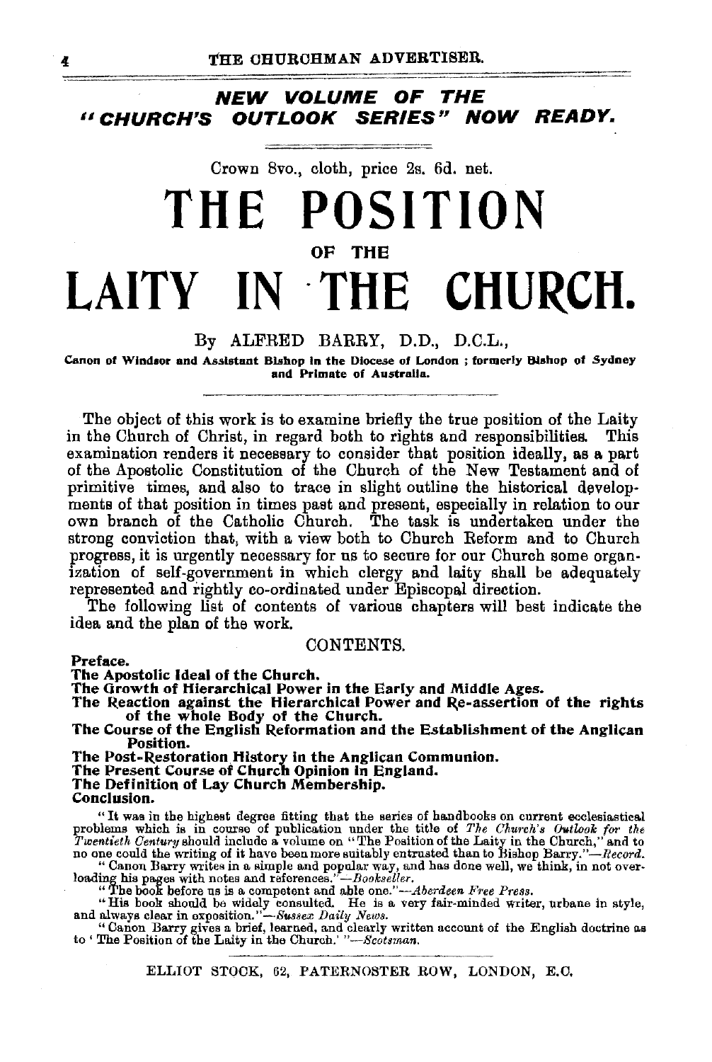## *NEW VOLUME OF THE "CHURCH'S OUTLOOK SERIES" NOW READY.*

Crown 8vo., cloth, price 2s. 6d. net.

# THE POSITION

### OF THE

# LAITY IN THE CHURCH.

By ALFRED BARRY, D.D., D.C.L.,

**Canon of Windsor and Assistant Bishop in the Diocese of London ; formerly Bishop of Sydney and Primate of Australia.**

The object of this work is to examine briefly the true position of the Laity in the Church of Christ, in regard both to rights and responsibilities. This examination renders it necessary to consider that position ideally, as a part of the Apostolic Constitution of the Church of the New Testament and of primitive times, and also to trace in slight outline the historical developments of that position in times past and present, especially in relation to our own branch of the Catholic Church. The task is undertaken under the strong conviction that, with a view both to Church Reform and to Church progress, it is urgently necessary for us to secure for our Church some organization of self-government in which clergy and laity shall be adequately represented and rightly co-ordinated under Episcopal direction.

The following list of contents of various chapters will best indicate the idea and the plan of the work.

CONTENTS.

**Preface.**
**The Apostolic Ideal of the Church.**
**The Growth of Hierarchical Power in the Early and Middle Ages.**
**The Reaction against the Hierarchical Power and Re-assertion of the rights of the whole Body of the Church.**
**The Course of the English Reformation and the Establishment of the Anglican Position.**
**The Post-Restoration History in the Anglican Communion.**
**The Present Course of Church Opinion in England.**
**The Definition of Lay Church Membership.**
**Conclusion.**

"It was in the highest degree fitting that the series of handbooks on current ecclesiastical problems which is in course of publication under the title of *The Church's Outlook for the Twentieth Century* should include a volume on "The Position of the Laity in the Church," and to no one could the writing of it have been more suitably entrusted than to Bishop Barry."—*Record.*

"Canon Barry writes in a simple and popular way, and has done well, we think, in not overloading his pages with notes and references."—*Bookseller.*

"The book before us is a competent and able one."—*Aberdeen Free Press.*

"His book should be widely consulted. He is a very fair-minded writer, urbane in style, and always clear in exposition."—*Sussex Daily News.*

"Canon Barry gives a brief, learned, and clearly written account of the English doctrine as to 'The Position of the Laity in the Church.'"—*Scotsman.*

ELLIOT STOCK, 62, PATERNOSTER ROW, LONDON, E.C.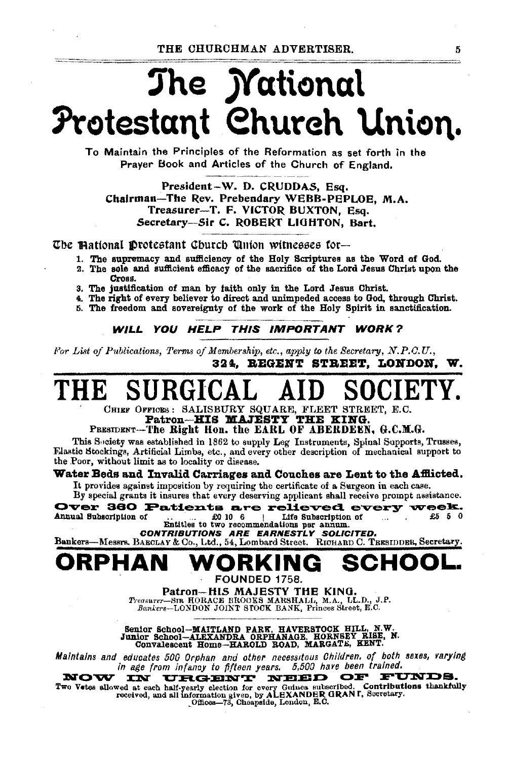# The National Protestant Church Union.

To Maintain the Principles of the Reformation as set forth in the Prayer Book and Articles of the Church of England.

President—W. D. CRUDDAS, Esq.
Chairman—The Rev. Prebendary WEBB-PEPLOE, M.A.
Treasurer—T. F. VICTOR BUXTON, Esq.
Secretary—Sir C. ROBERT LIGHTON, Bart.

The National Protestant Church Union witnesses for—

1. The supremacy and sufficiency of the Holy Scriptures as the Word of God.
2. The sole and sufficient efficacy of the sacrifice of the Lord Jesus Christ upon the Cross.
3. The justification of man by faith only in the Lord Jesus Christ.
4. The right of every believer to direct and unimpeded access to God, through Christ.
5. The freedom and sovereignty of the work of the Holy Spirit in sanctification.

***WILL YOU HELP THIS IMPORTANT WORK?***

*For List of Publications, Terms of Membership, etc., apply to the Secretary, N.P.C.U.,*
**324, REGENT STREET, LONDON, W.**

# THE SURGICAL AID SOCIETY.

CHIEF OFFICES: SALISBURY SQUARE, FLEET STREET, E.C.
**Patron—HIS MAJESTY THE KING.**
PRESIDENT—**The Right Hon. the EARL OF ABERDEEN, G.C.M.G.**

This Society was established in 1862 to supply Leg Instruments, Spinal Supports, Trusses, Elastic Stockings, Artificial Limbs, etc., and every other description of mechanical support to the Poor, without limit as to locality or disease.

**Water Beds and Invalid Carriages and Couches are Lent to the Afflicted.**

It provides against imposition by requiring the certificate of a Surgeon in each case.
By special grants it insures that every deserving applicant shall receive prompt assistance.

**Over 360 Patients are relieved every week.**

Annual Subscription of ... ... £0 10 6 | Life Subscription of ... . £5 5 0
Entitles to two recommendations per annum.

***CONTRIBUTIONS ARE EARNESTLY SOLICITED.***

Bankers—Messrs. BARCLAY & Co., Ltd., 54, Lombard Street. RICHARD C. TRESIDDER, Secretary.

# ORPHAN WORKING SCHOOL.

FOUNDED 1758.

**Patron—HIS MAJESTY THE KING.**
*Treasurer*—SIR HORACE BROOKS MARSHALL, M.A., LL.D., J.P.
*Bankers*—LONDON JOINT STOCK BANK, Princes Street, E.C.

**Senior School—MAITLAND PARK, HAVERSTOCK HILL, N.W.**
**Junior School—ALEXANDRA ORPHANAGE, HORNSEY RISE, N.**
**Convalescent Home—HAROLD ROAD, MARGATE, KENT.**

*Maintains and educates 500 Orphan and other necessitous Children, of both sexes, varying in age from infancy to fifteen years. 5,500 have been trained.*

**NOW IN URGENT NEED OF FUNDS.**

Two Votes allowed at each half-yearly election for every Guinea subscribed. **Contributions** thankfully received, and all information given, by **ALEXANDER GRANT**, Secretary.
Offices—73, Cheapside, London, E.C.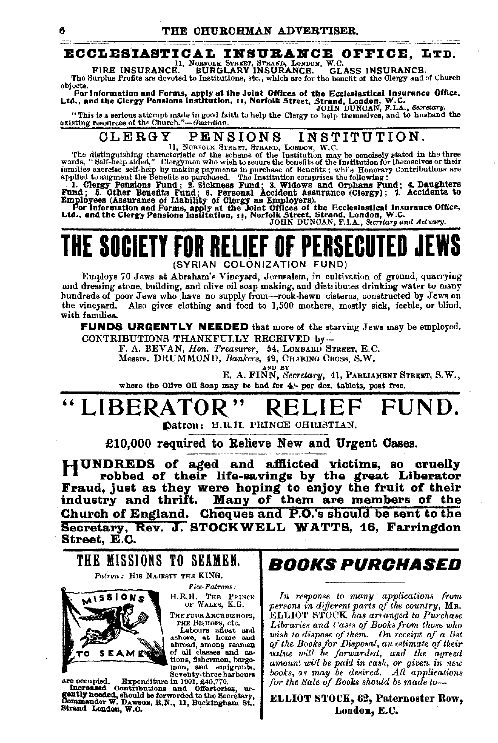## ECCLESIASTICAL INSURANCE OFFICE, LTD.

11, NORFOLK STREET, STRAND, LONDON, W.C.

FIRE INSURANCE. BURGLARY INSURANCE. GLASS INSURANCE.

The Surplus Profits are devoted to Institutions, etc., which are for the benefit of the Clergy and of Church objects.

**For Information and Forms, apply at the Joint Offices of the Ecclesiastical Insurance Office, Ltd., and the Clergy Pensions Institution, 11, Norfolk Street, Strand, London, W.C.**

JOHN DUNCAN, F.I.A., *Secretary.*

"This is a serious attempt made in good faith to help the Clergy to help themselves, and to husband the existing resources of the Church."—*Guardian.*

## CLERGY PENSIONS INSTITUTION.

11, NORFOLK STREET, STRAND, LONDON, W.C.

The distinguishing characteristic of the scheme of the Institution may be concisely stated in the three words, "Self-help aided." Clergymen who wish to secure the benefits of the Institution for themselves or their families exercise self-help by making payments in purchase of Benefits; while Honorary Contributions are applied to augment the Benefits so purchased. The Institution comprises the following:

**1. Clergy Pensions Fund; 2. Sickness Fund; 3. Widows and Orphans Fund; 4. Daughters Fund; 5. Other Benefits Fund; 6. Personal Accident Assurance (Clergy); 7. Accidents to Employees (Assurance of Liability of Clergy as Employers).**

**For Information and Forms, apply at the Joint Offices of the Ecclesiastical Insurance Office, Ltd., and the Clergy Pensions Institution, 11, Norfolk Street, Strand, London, W.C.**

JOHN DUNCAN, F.I.A., *Secretary and Actuary.*

# THE SOCIETY FOR RELIEF OF PERSECUTED JEWS

(SYRIAN COLONIZATION FUND)

Employs 70 Jews at Abraham's Vineyard, Jerusalem, in cultivation of ground, quarrying and dressing stone, building, and olive oil soap making, and distributes drinking water to many hundreds of poor Jews who have no supply from—rock-hewn cisterns, constructed by Jews on the vineyard. Also gives clothing and food to 1,500 mothers, mostly sick, feeble, or blind, with families.

**FUNDS URGENTLY NEEDED** that more of the starving Jews may be employed.

CONTRIBUTIONS THANKFULLY RECEIVED by—

F. A. BEVAN, *Hon. Treasurer*, 54, LOMBARD STREET, E.C.

Messrs. DRUMMOND, *Bankers*, 49, CHARING CROSS, S.W.

AND BY

E. A. FINN, *Secretary*, 41, PARLIAMENT STREET, S.W.,

where the Olive Oil Soap may be had for 4/- per doz. tablets, post free.

# "LIBERATOR" RELIEF FUND.

Patron: H.R.H. PRINCE CHRISTIAN.

**£10,000 required to Relieve New and Urgent Cases.**

**HUNDREDS of aged and afflicted victims, so cruelly robbed of their life-savings by the great Liberator Fraud, just as they were hoping to enjoy the fruit of their industry and thrift. Many of them are members of the Church of England. Cheques and P.O.'s should be sent to the Secretary, Rev. J. STOCKWELL WATTS, 16, Farringdon Street, E.C.**

## THE MISSIONS TO SEAMEN.

*Patron:* HIS MAJESTY THE KING.

*Vice-Patrons:*

H.R.H. THE PRINCE OF WALES, K.G.

THE FOUR ARCHBISHOPS, THE BISHOPS, etc.

Labours afloat and ashore, at home and abroad, among seamen of all classes and nations, fishermen, bargemen, and emigrants. Seventy-three harbours are occupied. Expenditure in 1901, £40,770.

**Increased Contributions and Offertories, urgently needed, should be forwarded to the Secretary, Commander W. DAWSON, R.N., 11, Buckingham St., Strand London, W.C.**

## BOOKS PURCHASED

*In response to many applications from persons in different parts of the country,* MR. ELLIOT STOCK *has arranged to Purchase Libraries and Cases of Books from those who wish to dispose of them. On receipt of a list of the Books for Disposal, an estimate of their value will be forwarded, and the agreed amount will be paid in cash, or given in new books, as may be desired. All applications for the Sale of Books should be made to—*

**ELLIOT STOCK, 62, Paternoster Row, London, E.C.**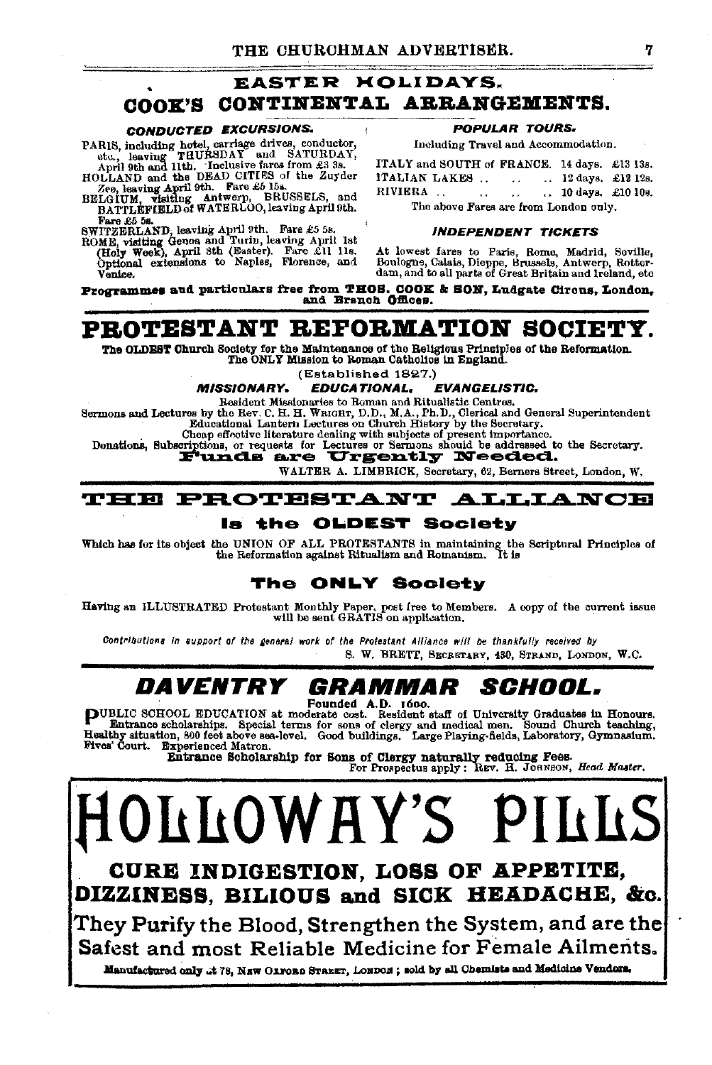# EASTER HOLIDAYS.

## COOK'S CONTINENTAL ARRANGEMENTS.

### *CONDUCTED EXCURSIONS.*

PARIS, including hotel, carriage drives, conductor, etc., leaving THURSDAY and SATURDAY, April 9th and 11th. Inclusive fares from £3 3s.

HOLLAND and the DEAD CITIES of the Zuyder Zee, leaving April 9th. Fare £5 15s.

BELGIUM, visiting Antwerp, BRUSSELS, and BATTLEFIELD of WATERLOO, leaving April 9th. Fare £5 5s.

SWITZERLAND, leaving April 9th. Fare £5 5s.

ROME, visiting Genoa and Turin, leaving April 1st (Holy Week), April 8th (Easter). Fare £11 11s. Optional extensions to Naples, Florence, and Venice.

### *POPULAR TOURS.*

Including Travel and Accommodation.

| | | |
|---|---|---|
| ITALY and SOUTH of FRANCE. | 14 days. | £13 13s. |
| ITALIAN LAKES .. .. .. | 12 days. | £12 12s. |
| RIVIERA .. .. .. .. | 10 days. | £10 10s. |

The above Fares are from London only.

### *INDEPENDENT TICKETS*

At lowest fares to Paris, Rome, Madrid, Seville, Boulogne, Calais, Dieppe, Brussels, Antwerp, Rotterdam, and to all parts of Great Britain and Ireland, etc

**Programmes and particulars free from THOS. COOK & SON, Ludgate Circus, London, and Branch Offices.**

# PROTESTANT REFORMATION SOCIETY.

**The OLDEST Church Society for the Maintenance of the Religious Principles of the Reformation. The ONLY Mission to Roman Catholics in England.**

(Established 1827.)

***MISSIONARY. EDUCATIONAL. EVANGELISTIC.***

Resident Missionaries to Roman and Ritualistic Centres.

Sermons and Lectures by the Rev. C. H. H. Wright, D.D., M.A., Ph.D., Clerical and General Superintendent

Educational Lantern Lectures on Church History by the Secretary.

Cheap effective literature dealing with subjects of present importance.

Donations, Subscriptions, or requests for Lectures or Sermons should be addressed to the Secretary.

**Funds are Urgently Needed.**

WALTER A. LIMBRICK, Secretary, 62, Berners Street, London, W.

# THE PROTESTANT ALLIANCE

## Is the OLDEST Society

Which has for its object the UNION OF ALL PROTESTANTS in maintaining the Scriptural Principles of the Reformation against Ritualism and Romanism. It is

## The ONLY Society

Having an ILLUSTRATED Protestant Monthly Paper, post free to Members. A copy of the current issue will be sent GRATIS on application.

*Contributions in support of the general work of the Protestant Alliance will be thankfully received by*

S. W. BRETT, Secretary, 430, Strand, London, W.C.

# DAVENTRY GRAMMAR SCHOOL.

Founded A.D. 1600.

PUBLIC SCHOOL EDUCATION at moderate cost. Resident staff of University Graduates in Honours. Entrance scholarships. Special terms for sons of clergy and medical men. Sound Church teaching, Healthy situation, 800 feet above sea-level. Good buildings. Large Playing-fields, Laboratory, Gymnasium. Fives' Court. Experienced Matron.

**Entrance Scholarship for Sons of Clergy naturally reducing Fees.**

For Prospectus apply: Rev. H. Johnson, *Head Master.*

# HOLLOWAY'S PILLS

## CURE INDIGESTION, LOSS OF APPETITE, DIZZINESS, BILIOUS and SICK HEADACHE, &c.

They Purify the Blood, Strengthen the System, and are the Safest and most Reliable Medicine for Female Ailments.

**Manufactured only at 78, New Oxford Street, London; sold by all Chemists and Medicine Vendors.**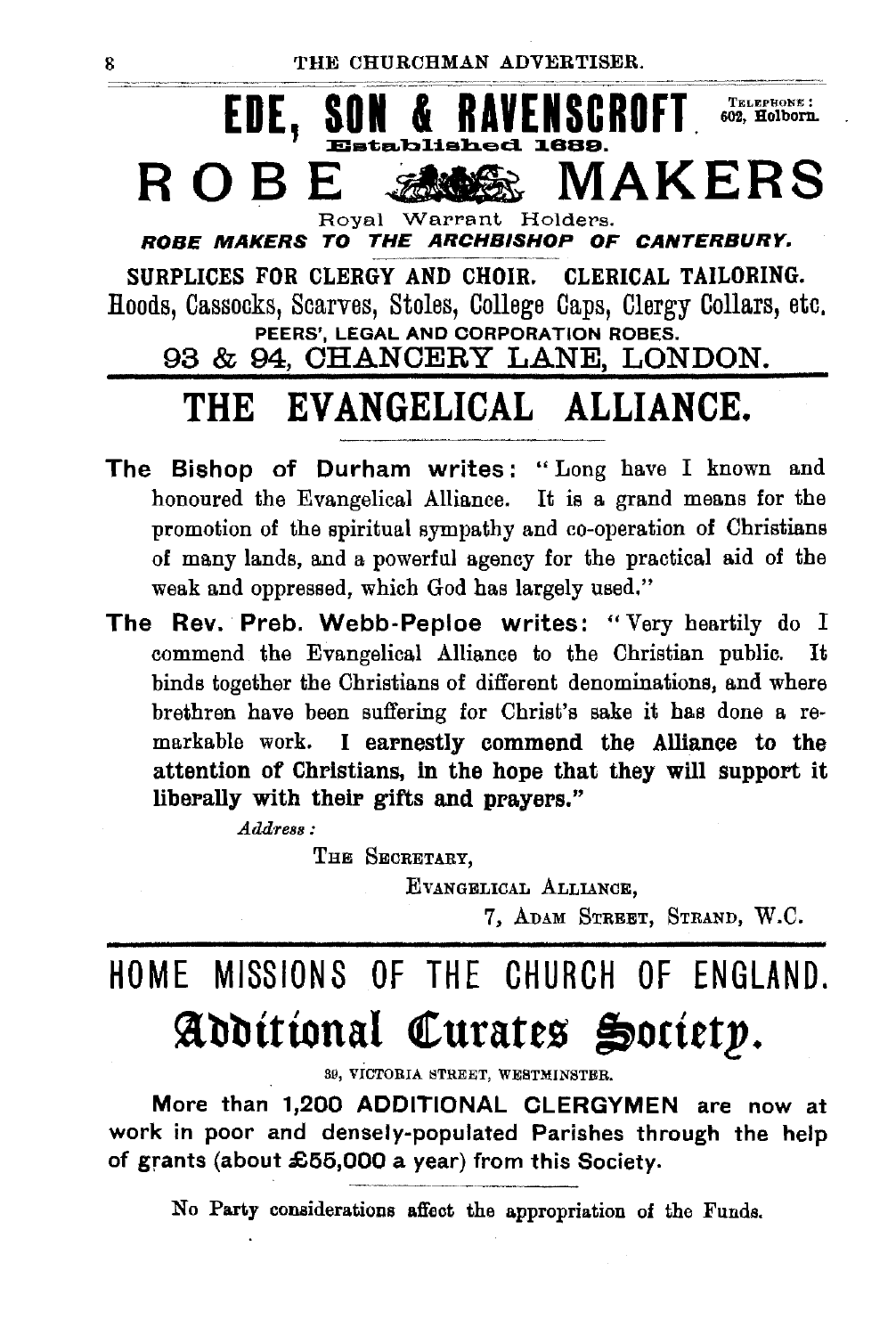# EDE, SON & RAVENSCROFT

TELEPHONE: 602, Holborn.

Established 1689.

## ROBE MAKERS

Royal Warrant Holders.

***ROBE MAKERS TO THE ARCHBISHOP OF CANTERBURY.***

SURPLICES FOR CLERGY AND CHOIR. CLERICAL TAILORING.

Hoods, Cassocks, Scarves, Stoles, College Caps, Clergy Collars, etc.

PEERS', LEGAL AND CORPORATION ROBES.

93 & 94, CHANCERY LANE, LONDON.

# THE EVANGELICAL ALLIANCE.

**The Bishop of Durham writes:** "Long have I known and honoured the Evangelical Alliance. It is a grand means for the promotion of the spiritual sympathy and co-operation of Christians of many lands, and a powerful agency for the practical aid of the weak and oppressed, which God has largely used."

**The Rev. Preb. Webb-Peploe writes:** "Very heartily do I commend the Evangelical Alliance to the Christian public. It binds together the Christians of different denominations, and where brethren have been suffering for Christ's sake it has done a remarkable work. **I earnestly commend the Alliance to the attention of Christians, in the hope that they will support it liberally with their gifts and prayers."**

*Address:*

THE SECRETARY,
EVANGELICAL ALLIANCE,
7, ADAM STREET, STRAND, W.C.

# HOME MISSIONS OF THE CHURCH OF ENGLAND.

## Additional Curates Society.

39, VICTORIA STREET, WESTMINSTER.

More than 1,200 ADDITIONAL CLERGYMEN are now at work in poor and densely-populated Parishes through the help of grants (about £55,000 a year) from this Society.

No Party considerations affect the appropriation of the Funds.